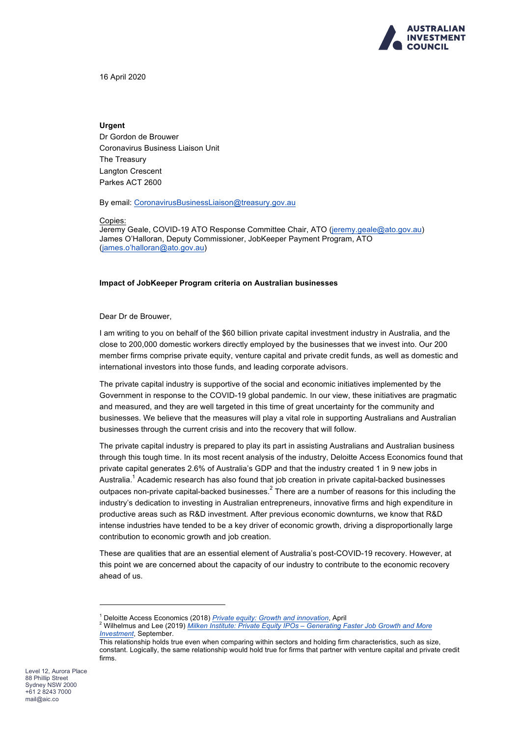16 April 2020

**Urgent**
Dr Gordon de Brouwer
Coronavirus Business Liaison Unit
The Treasury
Langton Crescent
Parkes ACT 2600

By email: CoronavirusBusinessLiaison@treasury.gov.au

Copies:
Jeremy Geale, COVID-19 ATO Response Committee Chair, ATO (jeremy.geale@ato.gov.au)
James O'Halloran, Deputy Commissioner, JobKeeper Payment Program, ATO (james.o'halloran@ato.gov.au)

**Impact of JobKeeper Program criteria on Australian businesses**

Dear Dr de Brouwer,

I am writing to you on behalf of the $60 billion private capital investment industry in Australia, and the close to 200,000 domestic workers directly employed by the businesses that we invest into. Our 200 member firms comprise private equity, venture capital and private credit funds, as well as domestic and international investors into those funds, and leading corporate advisors.

The private capital industry is supportive of the social and economic initiatives implemented by the Government in response to the COVID-19 global pandemic. In our view, these initiatives are pragmatic and measured, and they are well targeted in this time of great uncertainty for the community and businesses. We believe that the measures will play a vital role in supporting Australians and Australian businesses through the current crisis and into the recovery that will follow.

The private capital industry is prepared to play its part in assisting Australians and Australian business through this tough time. In its most recent analysis of the industry, Deloitte Access Economics found that private capital generates 2.6% of Australia's GDP and that the industry created 1 in 9 new jobs in Australia.[1] Academic research has also found that job creation in private capital-backed businesses outpaces non-private capital-backed businesses.[2] There are a number of reasons for this including the industry's dedication to investing in Australian entrepreneurs, innovative firms and high expenditure in productive areas such as R&D investment. After previous economic downturns, we know that R&D intense industries have tended to be a key driver of economic growth, driving a disproportionally large contribution to economic growth and job creation.

These are qualities that are an essential element of Australia's post-COVID-19 recovery. However, at this point we are concerned about the capacity of our industry to contribute to the economic recovery ahead of us.

---

[1] Deloitte Access Economics (2018) *Private equity: Growth and innovation*, April

[2] Wilhelmus and Lee (2019) *Milken Institute: Private Equity IPOs – Generating Faster Job Growth and More Investment*, September.
This relationship holds true even when comparing within sectors and holding firm characteristics, such as size, constant. Logically, the same relationship would hold true for firms that partner with venture capital and private credit firms.

Level 12, Aurora Place
88 Phillip Street
Sydney NSW 2000
+61 2 8243 7000
mail@aic.co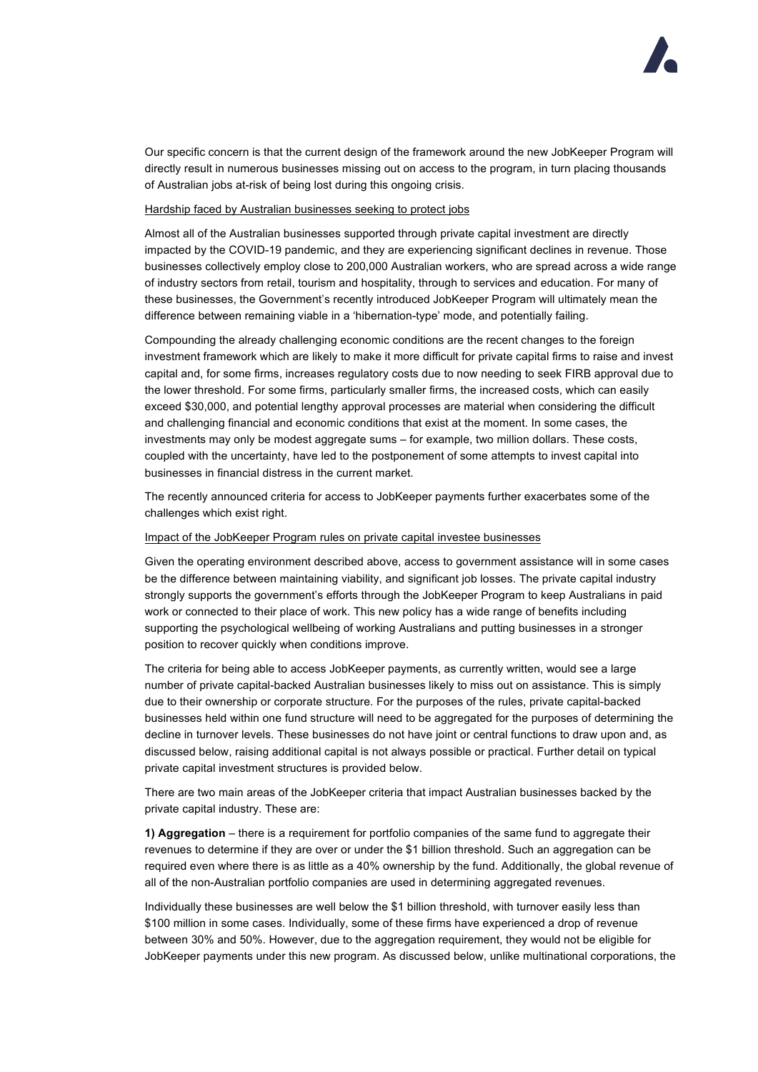Our specific concern is that the current design of the framework around the new JobKeeper Program will directly result in numerous businesses missing out on access to the program, in turn placing thousands of Australian jobs at-risk of being lost during this ongoing crisis.

<u>Hardship faced by Australian businesses seeking to protect jobs</u>

Almost all of the Australian businesses supported through private capital investment are directly impacted by the COVID-19 pandemic, and they are experiencing significant declines in revenue. Those businesses collectively employ close to 200,000 Australian workers, who are spread across a wide range of industry sectors from retail, tourism and hospitality, through to services and education. For many of these businesses, the Government's recently introduced JobKeeper Program will ultimately mean the difference between remaining viable in a 'hibernation-type' mode, and potentially failing.

Compounding the already challenging economic conditions are the recent changes to the foreign investment framework which are likely to make it more difficult for private capital firms to raise and invest capital and, for some firms, increases regulatory costs due to now needing to seek FIRB approval due to the lower threshold. For some firms, particularly smaller firms, the increased costs, which can easily exceed $30,000, and potential lengthy approval processes are material when considering the difficult and challenging financial and economic conditions that exist at the moment. In some cases, the investments may only be modest aggregate sums – for example, two million dollars. These costs, coupled with the uncertainty, have led to the postponement of some attempts to invest capital into businesses in financial distress in the current market.

The recently announced criteria for access to JobKeeper payments further exacerbates some of the challenges which exist right.

<u>Impact of the JobKeeper Program rules on private capital investee businesses</u>

Given the operating environment described above, access to government assistance will in some cases be the difference between maintaining viability, and significant job losses. The private capital industry strongly supports the government's efforts through the JobKeeper Program to keep Australians in paid work or connected to their place of work. This new policy has a wide range of benefits including supporting the psychological wellbeing of working Australians and putting businesses in a stronger position to recover quickly when conditions improve.

The criteria for being able to access JobKeeper payments, as currently written, would see a large number of private capital-backed Australian businesses likely to miss out on assistance. This is simply due to their ownership or corporate structure. For the purposes of the rules, private capital-backed businesses held within one fund structure will need to be aggregated for the purposes of determining the decline in turnover levels. These businesses do not have joint or central functions to draw upon and, as discussed below, raising additional capital is not always possible or practical. Further detail on typical private capital investment structures is provided below.

There are two main areas of the JobKeeper criteria that impact Australian businesses backed by the private capital industry. These are:

**1) Aggregation** – there is a requirement for portfolio companies of the same fund to aggregate their revenues to determine if they are over or under the $1 billion threshold. Such an aggregation can be required even where there is as little as a 40% ownership by the fund. Additionally, the global revenue of all of the non-Australian portfolio companies are used in determining aggregated revenues.

Individually these businesses are well below the $1 billion threshold, with turnover easily less than $100 million in some cases. Individually, some of these firms have experienced a drop of revenue between 30% and 50%. However, due to the aggregation requirement, they would not be eligible for JobKeeper payments under this new program. As discussed below, unlike multinational corporations, the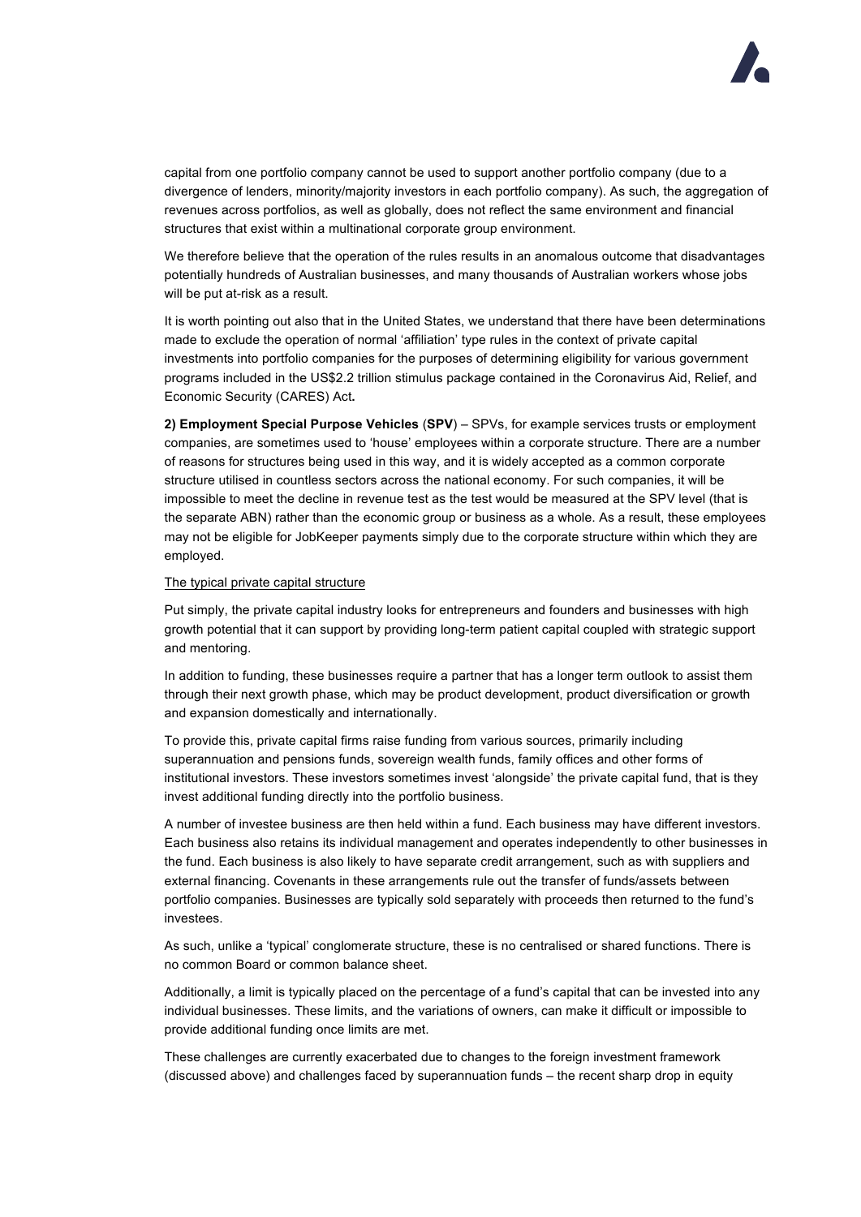capital from one portfolio company cannot be used to support another portfolio company (due to a divergence of lenders, minority/majority investors in each portfolio company). As such, the aggregation of revenues across portfolios, as well as globally, does not reflect the same environment and financial structures that exist within a multinational corporate group environment.

We therefore believe that the operation of the rules results in an anomalous outcome that disadvantages potentially hundreds of Australian businesses, and many thousands of Australian workers whose jobs will be put at-risk as a result.

It is worth pointing out also that in the United States, we understand that there have been determinations made to exclude the operation of normal 'affiliation' type rules in the context of private capital investments into portfolio companies for the purposes of determining eligibility for various government programs included in the US$2.2 trillion stimulus package contained in the Coronavirus Aid, Relief, and Economic Security (CARES) Act**.**

**2) Employment Special Purpose Vehicles** (**SPV**) – SPVs, for example services trusts or employment companies, are sometimes used to 'house' employees within a corporate structure. There are a number of reasons for structures being used in this way, and it is widely accepted as a common corporate structure utilised in countless sectors across the national economy. For such companies, it will be impossible to meet the decline in revenue test as the test would be measured at the SPV level (that is the separate ABN) rather than the economic group or business as a whole. As a result, these employees may not be eligible for JobKeeper payments simply due to the corporate structure within which they are employed.

<u>The typical private capital structure</u>

Put simply, the private capital industry looks for entrepreneurs and founders and businesses with high growth potential that it can support by providing long-term patient capital coupled with strategic support and mentoring.

In addition to funding, these businesses require a partner that has a longer term outlook to assist them through their next growth phase, which may be product development, product diversification or growth and expansion domestically and internationally.

To provide this, private capital firms raise funding from various sources, primarily including superannuation and pensions funds, sovereign wealth funds, family offices and other forms of institutional investors. These investors sometimes invest 'alongside' the private capital fund, that is they invest additional funding directly into the portfolio business.

A number of investee business are then held within a fund. Each business may have different investors. Each business also retains its individual management and operates independently to other businesses in the fund. Each business is also likely to have separate credit arrangement, such as with suppliers and external financing. Covenants in these arrangements rule out the transfer of funds/assets between portfolio companies. Businesses are typically sold separately with proceeds then returned to the fund's investees.

As such, unlike a 'typical' conglomerate structure, these is no centralised or shared functions. There is no common Board or common balance sheet.

Additionally, a limit is typically placed on the percentage of a fund's capital that can be invested into any individual businesses. These limits, and the variations of owners, can make it difficult or impossible to provide additional funding once limits are met.

These challenges are currently exacerbated due to changes to the foreign investment framework (discussed above) and challenges faced by superannuation funds – the recent sharp drop in equity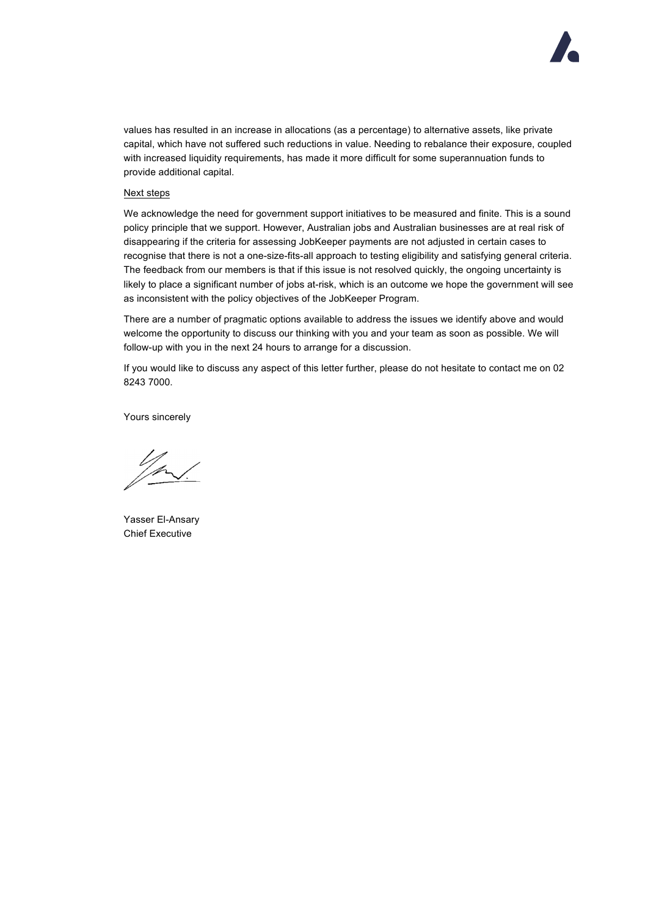values has resulted in an increase in allocations (as a percentage) to alternative assets, like private capital, which have not suffered such reductions in value. Needing to rebalance their exposure, coupled with increased liquidity requirements, has made it more difficult for some superannuation funds to provide additional capital.

Next steps

We acknowledge the need for government support initiatives to be measured and finite. This is a sound policy principle that we support. However, Australian jobs and Australian businesses are at real risk of disappearing if the criteria for assessing JobKeeper payments are not adjusted in certain cases to recognise that there is not a one-size-fits-all approach to testing eligibility and satisfying general criteria. The feedback from our members is that if this issue is not resolved quickly, the ongoing uncertainty is likely to place a significant number of jobs at-risk, which is an outcome we hope the government will see as inconsistent with the policy objectives of the JobKeeper Program.

There are a number of pragmatic options available to address the issues we identify above and would welcome the opportunity to discuss our thinking with you and your team as soon as possible. We will follow-up with you in the next 24 hours to arrange for a discussion.

If you would like to discuss any aspect of this letter further, please do not hesitate to contact me on 02 8243 7000.

Yours sincerely

Yasser El-Ansary
Chief Executive